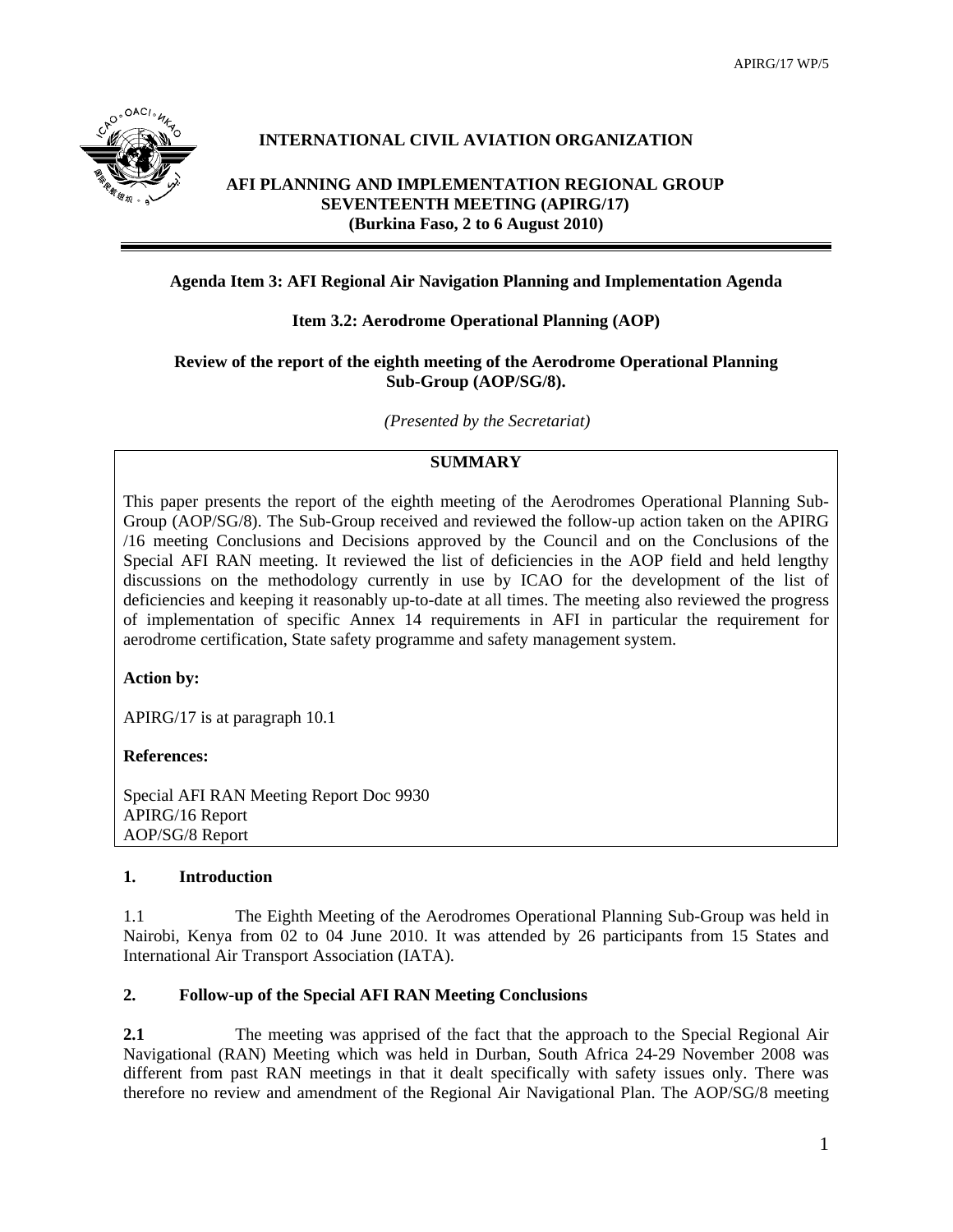**INTERNATIONAL CIVIL AVIATION ORGANIZATION**

**AFI PLANNING AND IMPLEMENTATION REGIONAL GROUP SEVENTEENTH MEETING (APIRG/17) (Burkina Faso, 2 to 6 August 2010)**

---

**Agenda Item 3: AFI Regional Air Navigation Planning and Implementation Agenda**

**Item 3.2: Aerodrome Operational Planning (AOP)**

**Review of the report of the eighth meeting of the Aerodrome Operational Planning Sub-Group (AOP/SG/8).**

*(Presented by the Secretariat)*

| **SUMMARY** |
|---|
| This paper presents the report of the eighth meeting of the Aerodromes Operational Planning Sub-Group (AOP/SG/8). The Sub-Group received and reviewed the follow-up action taken on the APIRG /16 meeting Conclusions and Decisions approved by the Council and on the Conclusions of the Special AFI RAN meeting. It reviewed the list of deficiencies in the AOP field and held lengthy discussions on the methodology currently in use by ICAO for the development of the list of deficiencies and keeping it reasonably up-to-date at all times. The meeting also reviewed the progress of implementation of specific Annex 14 requirements in AFI in particular the requirement for aerodrome certification, State safety programme and safety management system. |
| **Action by:** |
| APIRG/17 is at paragraph 10.1 |
| **References:** |
| Special AFI RAN Meeting Report Doc 9930<br>APIRG/16 Report<br>AOP/SG/8 Report |

## 1. Introduction

1.1 The Eighth Meeting of the Aerodromes Operational Planning Sub-Group was held in Nairobi, Kenya from 02 to 04 June 2010. It was attended by 26 participants from 15 States and International Air Transport Association (IATA).

## 2. Follow-up of the Special AFI RAN Meeting Conclusions

**2.1** The meeting was apprised of the fact that the approach to the Special Regional Air Navigational (RAN) Meeting which was held in Durban, South Africa 24-29 November 2008 was different from past RAN meetings in that it dealt specifically with safety issues only. There was therefore no review and amendment of the Regional Air Navigational Plan. The AOP/SG/8 meeting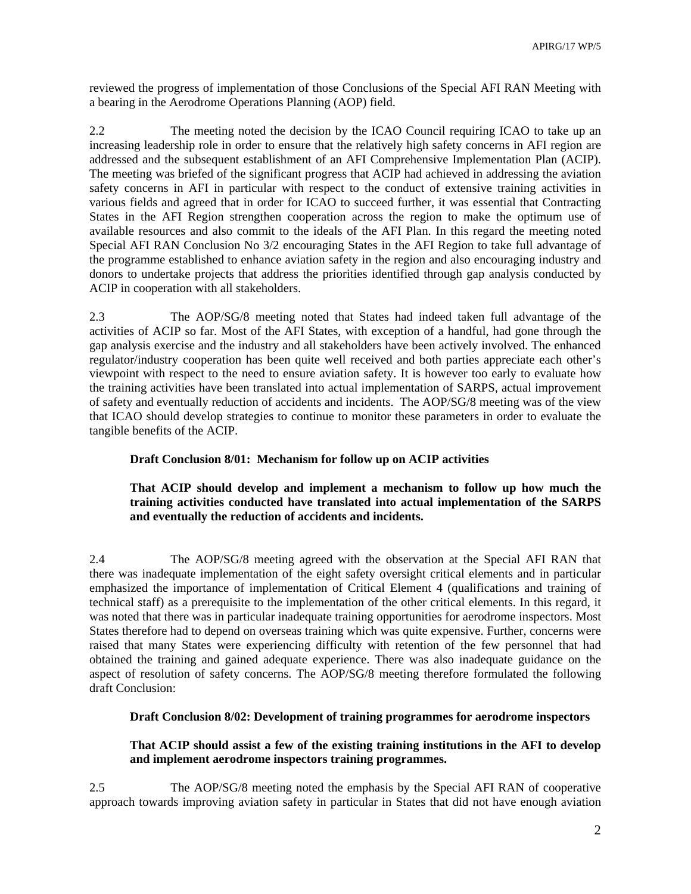reviewed the progress of implementation of those Conclusions of the Special AFI RAN Meeting with a bearing in the Aerodrome Operations Planning (AOP) field.

2.2 The meeting noted the decision by the ICAO Council requiring ICAO to take up an increasing leadership role in order to ensure that the relatively high safety concerns in AFI region are addressed and the subsequent establishment of an AFI Comprehensive Implementation Plan (ACIP). The meeting was briefed of the significant progress that ACIP had achieved in addressing the aviation safety concerns in AFI in particular with respect to the conduct of extensive training activities in various fields and agreed that in order for ICAO to succeed further, it was essential that Contracting States in the AFI Region strengthen cooperation across the region to make the optimum use of available resources and also commit to the ideals of the AFI Plan. In this regard the meeting noted Special AFI RAN Conclusion No 3/2 encouraging States in the AFI Region to take full advantage of the programme established to enhance aviation safety in the region and also encouraging industry and donors to undertake projects that address the priorities identified through gap analysis conducted by ACIP in cooperation with all stakeholders.

2.3 The AOP/SG/8 meeting noted that States had indeed taken full advantage of the activities of ACIP so far. Most of the AFI States, with exception of a handful, had gone through the gap analysis exercise and the industry and all stakeholders have been actively involved. The enhanced regulator/industry cooperation has been quite well received and both parties appreciate each other's viewpoint with respect to the need to ensure aviation safety. It is however too early to evaluate how the training activities have been translated into actual implementation of SARPS, actual improvement of safety and eventually reduction of accidents and incidents. The AOP/SG/8 meeting was of the view that ICAO should develop strategies to continue to monitor these parameters in order to evaluate the tangible benefits of the ACIP.

**Draft Conclusion 8/01: Mechanism for follow up on ACIP activities**

**That ACIP should develop and implement a mechanism to follow up how much the training activities conducted have translated into actual implementation of the SARPS and eventually the reduction of accidents and incidents.**

2.4 The AOP/SG/8 meeting agreed with the observation at the Special AFI RAN that there was inadequate implementation of the eight safety oversight critical elements and in particular emphasized the importance of implementation of Critical Element 4 (qualifications and training of technical staff) as a prerequisite to the implementation of the other critical elements. In this regard, it was noted that there was in particular inadequate training opportunities for aerodrome inspectors. Most States therefore had to depend on overseas training which was quite expensive. Further, concerns were raised that many States were experiencing difficulty with retention of the few personnel that had obtained the training and gained adequate experience. There was also inadequate guidance on the aspect of resolution of safety concerns. The AOP/SG/8 meeting therefore formulated the following draft Conclusion:

**Draft Conclusion 8/02: Development of training programmes for aerodrome inspectors**

**That ACIP should assist a few of the existing training institutions in the AFI to develop and implement aerodrome inspectors training programmes.**

2.5 The AOP/SG/8 meeting noted the emphasis by the Special AFI RAN of cooperative approach towards improving aviation safety in particular in States that did not have enough aviation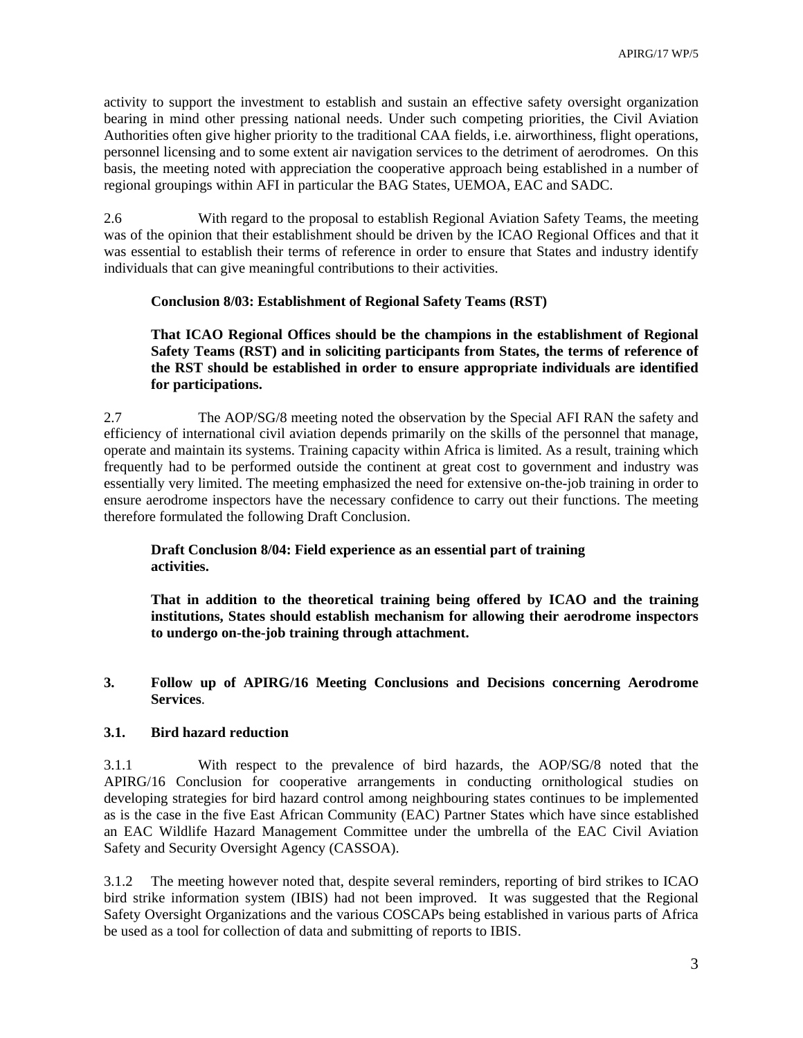activity to support the investment to establish and sustain an effective safety oversight organization bearing in mind other pressing national needs. Under such competing priorities, the Civil Aviation Authorities often give higher priority to the traditional CAA fields, i.e. airworthiness, flight operations, personnel licensing and to some extent air navigation services to the detriment of aerodromes. On this basis, the meeting noted with appreciation the cooperative approach being established in a number of regional groupings within AFI in particular the BAG States, UEMOA, EAC and SADC.

2.6 With regard to the proposal to establish Regional Aviation Safety Teams, the meeting was of the opinion that their establishment should be driven by the ICAO Regional Offices and that it was essential to establish their terms of reference in order to ensure that States and industry identify individuals that can give meaningful contributions to their activities.

**Conclusion 8/03: Establishment of Regional Safety Teams (RST)**

**That ICAO Regional Offices should be the champions in the establishment of Regional Safety Teams (RST) and in soliciting participants from States, the terms of reference of the RST should be established in order to ensure appropriate individuals are identified for participations.**

2.7 The AOP/SG/8 meeting noted the observation by the Special AFI RAN the safety and efficiency of international civil aviation depends primarily on the skills of the personnel that manage, operate and maintain its systems. Training capacity within Africa is limited. As a result, training which frequently had to be performed outside the continent at great cost to government and industry was essentially very limited. The meeting emphasized the need for extensive on-the-job training in order to ensure aerodrome inspectors have the necessary confidence to carry out their functions. The meeting therefore formulated the following Draft Conclusion.

**Draft Conclusion 8/04: Field experience as an essential part of training activities.**

**That in addition to the theoretical training being offered by ICAO and the training institutions, States should establish mechanism for allowing their aerodrome inspectors to undergo on-the-job training through attachment.**

## 3. Follow up of APIRG/16 Meeting Conclusions and Decisions concerning Aerodrome Services.

### 3.1. Bird hazard reduction

3.1.1 With respect to the prevalence of bird hazards, the AOP/SG/8 noted that the APIRG/16 Conclusion for cooperative arrangements in conducting ornithological studies on developing strategies for bird hazard control among neighbouring states continues to be implemented as is the case in the five East African Community (EAC) Partner States which have since established an EAC Wildlife Hazard Management Committee under the umbrella of the EAC Civil Aviation Safety and Security Oversight Agency (CASSOA).

3.1.2 The meeting however noted that, despite several reminders, reporting of bird strikes to ICAO bird strike information system (IBIS) had not been improved. It was suggested that the Regional Safety Oversight Organizations and the various COSCAPs being established in various parts of Africa be used as a tool for collection of data and submitting of reports to IBIS.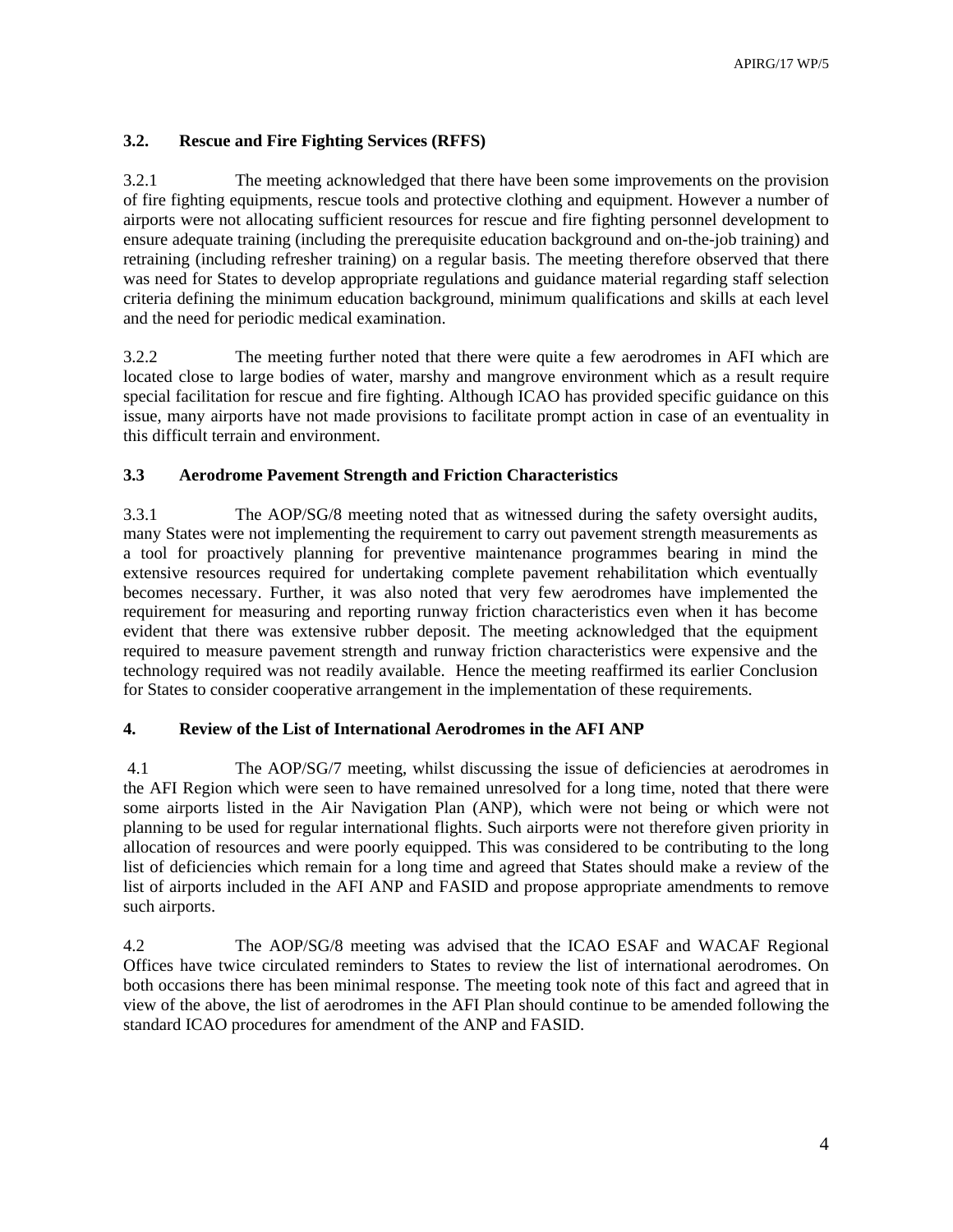### 3.2. Rescue and Fire Fighting Services (RFFS)

3.2.1 The meeting acknowledged that there have been some improvements on the provision of fire fighting equipments, rescue tools and protective clothing and equipment. However a number of airports were not allocating sufficient resources for rescue and fire fighting personnel development to ensure adequate training (including the prerequisite education background and on-the-job training) and retraining (including refresher training) on a regular basis. The meeting therefore observed that there was need for States to develop appropriate regulations and guidance material regarding staff selection criteria defining the minimum education background, minimum qualifications and skills at each level and the need for periodic medical examination.

3.2.2 The meeting further noted that there were quite a few aerodromes in AFI which are located close to large bodies of water, marshy and mangrove environment which as a result require special facilitation for rescue and fire fighting. Although ICAO has provided specific guidance on this issue, many airports have not made provisions to facilitate prompt action in case of an eventuality in this difficult terrain and environment.

### 3.3 Aerodrome Pavement Strength and Friction Characteristics

3.3.1 The AOP/SG/8 meeting noted that as witnessed during the safety oversight audits, many States were not implementing the requirement to carry out pavement strength measurements as a tool for proactively planning for preventive maintenance programmes bearing in mind the extensive resources required for undertaking complete pavement rehabilitation which eventually becomes necessary. Further, it was also noted that very few aerodromes have implemented the requirement for measuring and reporting runway friction characteristics even when it has become evident that there was extensive rubber deposit. The meeting acknowledged that the equipment required to measure pavement strength and runway friction characteristics were expensive and the technology required was not readily available. Hence the meeting reaffirmed its earlier Conclusion for States to consider cooperative arrangement in the implementation of these requirements.

## 4. Review of the List of International Aerodromes in the AFI ANP

4.1 The AOP/SG/7 meeting, whilst discussing the issue of deficiencies at aerodromes in the AFI Region which were seen to have remained unresolved for a long time, noted that there were some airports listed in the Air Navigation Plan (ANP), which were not being or which were not planning to be used for regular international flights. Such airports were not therefore given priority in allocation of resources and were poorly equipped. This was considered to be contributing to the long list of deficiencies which remain for a long time and agreed that States should make a review of the list of airports included in the AFI ANP and FASID and propose appropriate amendments to remove such airports.

4.2 The AOP/SG/8 meeting was advised that the ICAO ESAF and WACAF Regional Offices have twice circulated reminders to States to review the list of international aerodromes. On both occasions there has been minimal response. The meeting took note of this fact and agreed that in view of the above, the list of aerodromes in the AFI Plan should continue to be amended following the standard ICAO procedures for amendment of the ANP and FASID.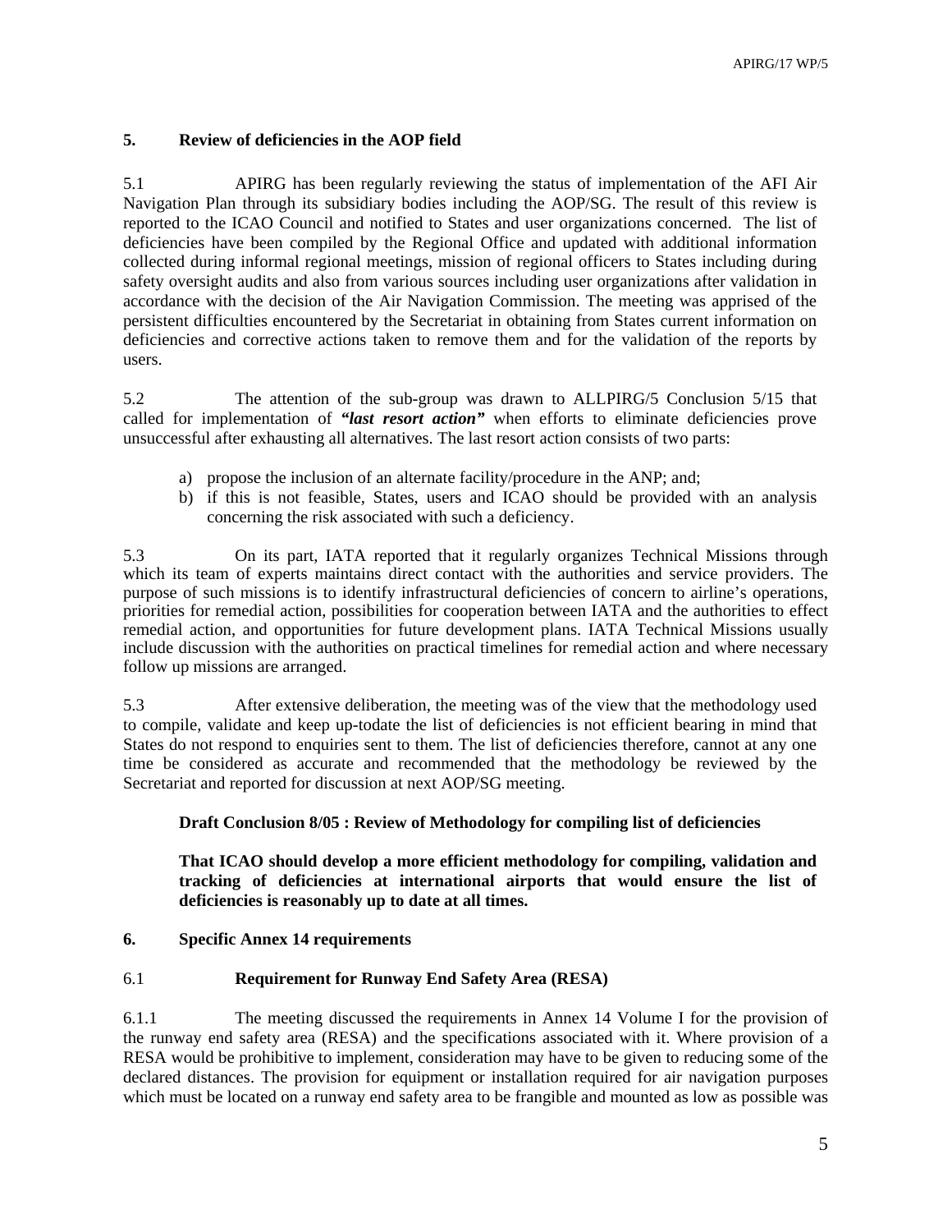## 5. Review of deficiencies in the AOP field

5.1 APIRG has been regularly reviewing the status of implementation of the AFI Air Navigation Plan through its subsidiary bodies including the AOP/SG. The result of this review is reported to the ICAO Council and notified to States and user organizations concerned. The list of deficiencies have been compiled by the Regional Office and updated with additional information collected during informal regional meetings, mission of regional officers to States including during safety oversight audits and also from various sources including user organizations after validation in accordance with the decision of the Air Navigation Commission. The meeting was apprised of the persistent difficulties encountered by the Secretariat in obtaining from States current information on deficiencies and corrective actions taken to remove them and for the validation of the reports by users.

5.2 The attention of the sub-group was drawn to ALLPIRG/5 Conclusion 5/15 that called for implementation of ***"last resort action"*** when efforts to eliminate deficiencies prove unsuccessful after exhausting all alternatives. The last resort action consists of two parts:

a) propose the inclusion of an alternate facility/procedure in the ANP; and;
b) if this is not feasible, States, users and ICAO should be provided with an analysis concerning the risk associated with such a deficiency.

5.3 On its part, IATA reported that it regularly organizes Technical Missions through which its team of experts maintains direct contact with the authorities and service providers. The purpose of such missions is to identify infrastructural deficiencies of concern to airline's operations, priorities for remedial action, possibilities for cooperation between IATA and the authorities to effect remedial action, and opportunities for future development plans. IATA Technical Missions usually include discussion with the authorities on practical timelines for remedial action and where necessary follow up missions are arranged.

5.3 After extensive deliberation, the meeting was of the view that the methodology used to compile, validate and keep up-todate the list of deficiencies is not efficient bearing in mind that States do not respond to enquiries sent to them. The list of deficiencies therefore, cannot at any one time be considered as accurate and recommended that the methodology be reviewed by the Secretariat and reported for discussion at next AOP/SG meeting.

**Draft Conclusion 8/05 : Review of Methodology for compiling list of deficiencies**

**That ICAO should develop a more efficient methodology for compiling, validation and tracking of deficiencies at international airports that would ensure the list of deficiencies is reasonably up to date at all times.**

## 6. Specific Annex 14 requirements

### 6.1 Requirement for Runway End Safety Area (RESA)

6.1.1 The meeting discussed the requirements in Annex 14 Volume I for the provision of the runway end safety area (RESA) and the specifications associated with it. Where provision of a RESA would be prohibitive to implement, consideration may have to be given to reducing some of the declared distances. The provision for equipment or installation required for air navigation purposes which must be located on a runway end safety area to be frangible and mounted as low as possible was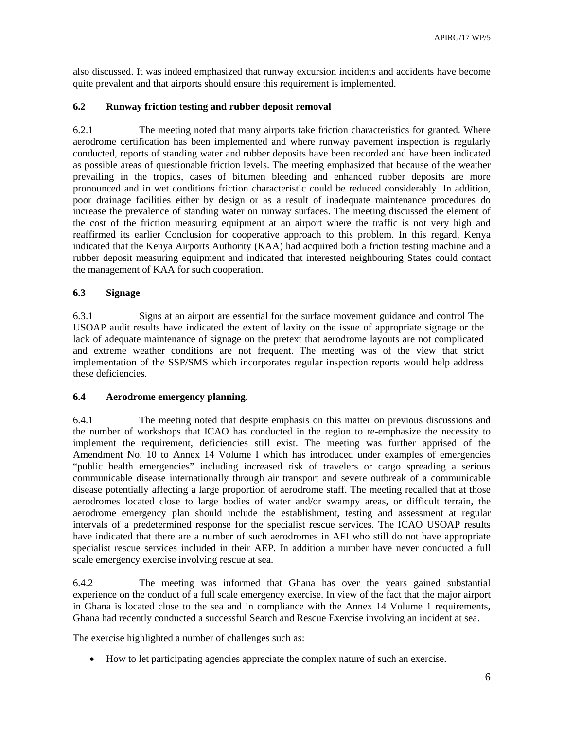also discussed. It was indeed emphasized that runway excursion incidents and accidents have become quite prevalent and that airports should ensure this requirement is implemented.

**6.2 Runway friction testing and rubber deposit removal**

6.2.1 The meeting noted that many airports take friction characteristics for granted. Where aerodrome certification has been implemented and where runway pavement inspection is regularly conducted, reports of standing water and rubber deposits have been recorded and have been indicated as possible areas of questionable friction levels. The meeting emphasized that because of the weather prevailing in the tropics, cases of bitumen bleeding and enhanced rubber deposits are more pronounced and in wet conditions friction characteristic could be reduced considerably. In addition, poor drainage facilities either by design or as a result of inadequate maintenance procedures do increase the prevalence of standing water on runway surfaces. The meeting discussed the element of the cost of the friction measuring equipment at an airport where the traffic is not very high and reaffirmed its earlier Conclusion for cooperative approach to this problem. In this regard, Kenya indicated that the Kenya Airports Authority (KAA) had acquired both a friction testing machine and a rubber deposit measuring equipment and indicated that interested neighbouring States could contact the management of KAA for such cooperation.

**6.3 Signage**

6.3.1 Signs at an airport are essential for the surface movement guidance and control The USOAP audit results have indicated the extent of laxity on the issue of appropriate signage or the lack of adequate maintenance of signage on the pretext that aerodrome layouts are not complicated and extreme weather conditions are not frequent. The meeting was of the view that strict implementation of the SSP/SMS which incorporates regular inspection reports would help address these deficiencies.

**6.4 Aerodrome emergency planning.**

6.4.1 The meeting noted that despite emphasis on this matter on previous discussions and the number of workshops that ICAO has conducted in the region to re-emphasize the necessity to implement the requirement, deficiencies still exist. The meeting was further apprised of the Amendment No. 10 to Annex 14 Volume I which has introduced under examples of emergencies "public health emergencies" including increased risk of travelers or cargo spreading a serious communicable disease internationally through air transport and severe outbreak of a communicable disease potentially affecting a large proportion of aerodrome staff. The meeting recalled that at those aerodromes located close to large bodies of water and/or swampy areas, or difficult terrain, the aerodrome emergency plan should include the establishment, testing and assessment at regular intervals of a predetermined response for the specialist rescue services. The ICAO USOAP results have indicated that there are a number of such aerodromes in AFI who still do not have appropriate specialist rescue services included in their AEP. In addition a number have never conducted a full scale emergency exercise involving rescue at sea.

6.4.2 The meeting was informed that Ghana has over the years gained substantial experience on the conduct of a full scale emergency exercise. In view of the fact that the major airport in Ghana is located close to the sea and in compliance with the Annex 14 Volume 1 requirements, Ghana had recently conducted a successful Search and Rescue Exercise involving an incident at sea.

The exercise highlighted a number of challenges such as:

- How to let participating agencies appreciate the complex nature of such an exercise.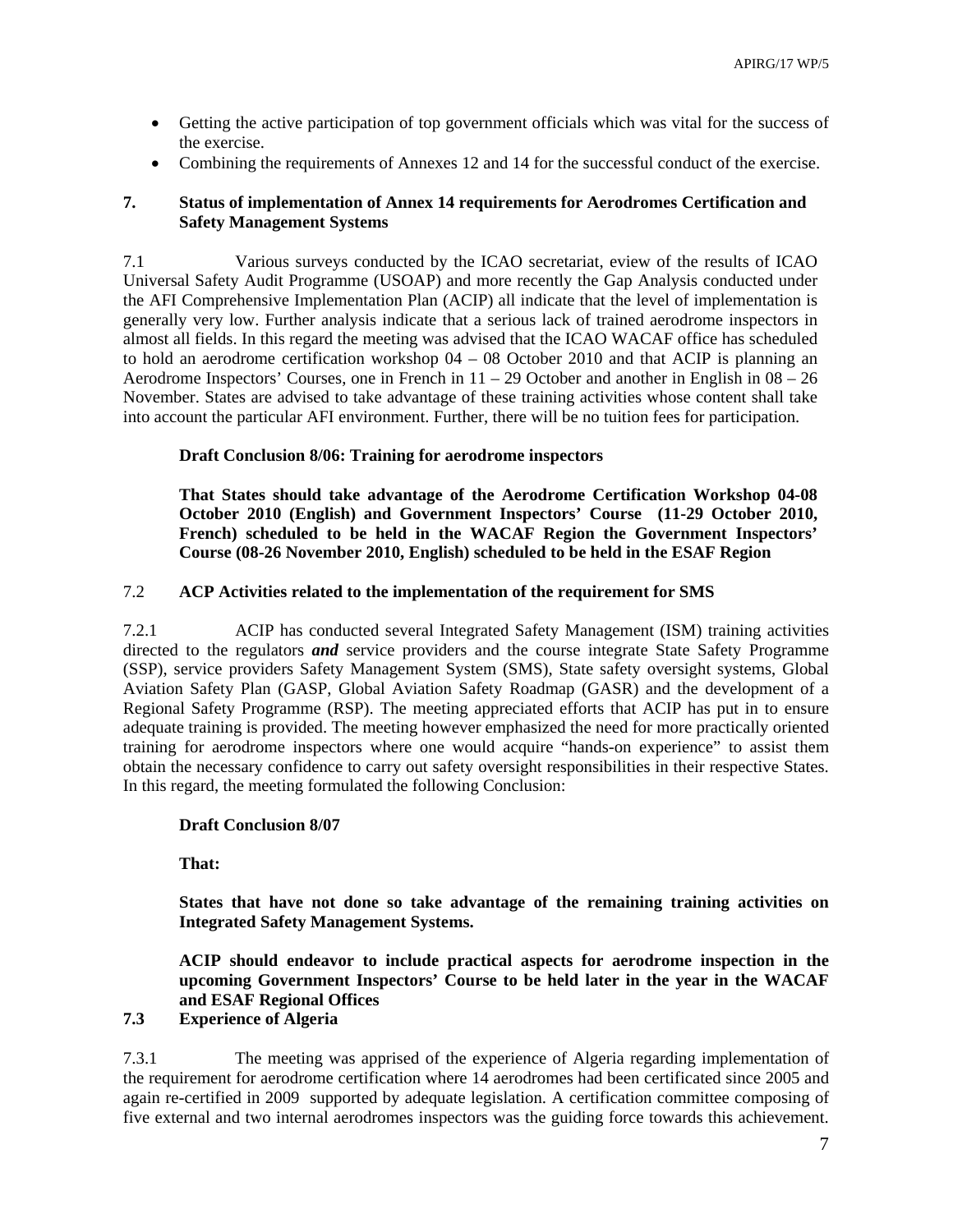- Getting the active participation of top government officials which was vital for the success of the exercise.
- Combining the requirements of Annexes 12 and 14 for the successful conduct of the exercise.

## 7. Status of implementation of Annex 14 requirements for Aerodromes Certification and Safety Management Systems

7.1 Various surveys conducted by the ICAO secretariat, eview of the results of ICAO Universal Safety Audit Programme (USOAP) and more recently the Gap Analysis conducted under the AFI Comprehensive Implementation Plan (ACIP) all indicate that the level of implementation is generally very low. Further analysis indicate that a serious lack of trained aerodrome inspectors in almost all fields. In this regard the meeting was advised that the ICAO WACAF office has scheduled to hold an aerodrome certification workshop 04 – 08 October 2010 and that ACIP is planning an Aerodrome Inspectors' Courses, one in French in 11 – 29 October and another in English in 08 – 26 November. States are advised to take advantage of these training activities whose content shall take into account the particular AFI environment. Further, there will be no tuition fees for participation.

**Draft Conclusion 8/06: Training for aerodrome inspectors**

**That States should take advantage of the Aerodrome Certification Workshop 04-08 October 2010 (English) and Government Inspectors' Course (11-29 October 2010, French) scheduled to be held in the WACAF Region the Government Inspectors' Course (08-26 November 2010, English) scheduled to be held in the ESAF Region**

### 7.2 ACP Activities related to the implementation of the requirement for SMS

7.2.1 ACIP has conducted several Integrated Safety Management (ISM) training activities directed to the regulators ***and*** service providers and the course integrate State Safety Programme (SSP), service providers Safety Management System (SMS), State safety oversight systems, Global Aviation Safety Plan (GASP, Global Aviation Safety Roadmap (GASR) and the development of a Regional Safety Programme (RSP). The meeting appreciated efforts that ACIP has put in to ensure adequate training is provided. The meeting however emphasized the need for more practically oriented training for aerodrome inspectors where one would acquire "hands-on experience" to assist them obtain the necessary confidence to carry out safety oversight responsibilities in their respective States. In this regard, the meeting formulated the following Conclusion:

**Draft Conclusion 8/07**

**That:**

**States that have not done so take advantage of the remaining training activities on Integrated Safety Management Systems.**

**ACIP should endeavor to include practical aspects for aerodrome inspection in the upcoming Government Inspectors' Course to be held later in the year in the WACAF and ESAF Regional Offices**

### 7.3 Experience of Algeria

7.3.1 The meeting was apprised of the experience of Algeria regarding implementation of the requirement for aerodrome certification where 14 aerodromes had been certificated since 2005 and again re-certified in 2009 supported by adequate legislation. A certification committee composing of five external and two internal aerodromes inspectors was the guiding force towards this achievement.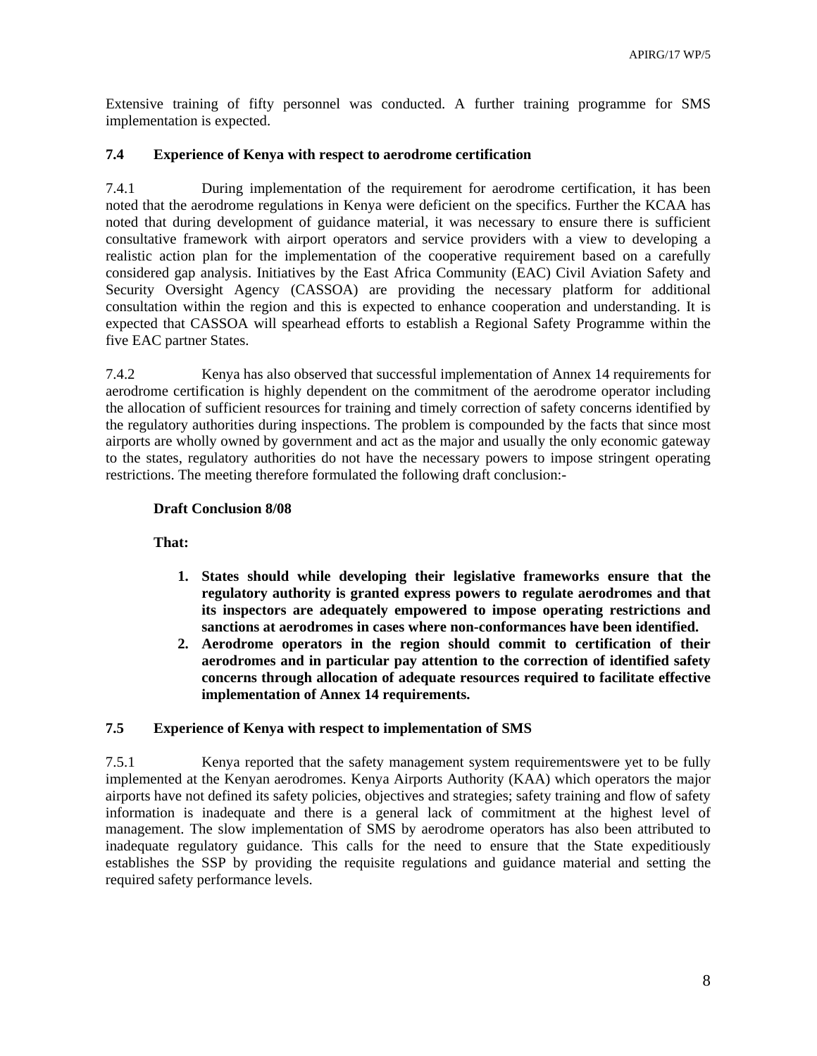Extensive training of fifty personnel was conducted. A further training programme for SMS implementation is expected.

### 7.4 Experience of Kenya with respect to aerodrome certification

7.4.1 During implementation of the requirement for aerodrome certification, it has been noted that the aerodrome regulations in Kenya were deficient on the specifics. Further the KCAA has noted that during development of guidance material, it was necessary to ensure there is sufficient consultative framework with airport operators and service providers with a view to developing a realistic action plan for the implementation of the cooperative requirement based on a carefully considered gap analysis. Initiatives by the East Africa Community (EAC) Civil Aviation Safety and Security Oversight Agency (CASSOA) are providing the necessary platform for additional consultation within the region and this is expected to enhance cooperation and understanding. It is expected that CASSOA will spearhead efforts to establish a Regional Safety Programme within the five EAC partner States.

7.4.2 Kenya has also observed that successful implementation of Annex 14 requirements for aerodrome certification is highly dependent on the commitment of the aerodrome operator including the allocation of sufficient resources for training and timely correction of safety concerns identified by the regulatory authorities during inspections. The problem is compounded by the facts that since most airports are wholly owned by government and act as the major and usually the only economic gateway to the states, regulatory authorities do not have the necessary powers to impose stringent operating restrictions. The meeting therefore formulated the following draft conclusion:-

**Draft Conclusion 8/08**

**That:**

1. **States should while developing their legislative frameworks ensure that the regulatory authority is granted express powers to regulate aerodromes and that its inspectors are adequately empowered to impose operating restrictions and sanctions at aerodromes in cases where non-conformances have been identified.**
2. **Aerodrome operators in the region should commit to certification of their aerodromes and in particular pay attention to the correction of identified safety concerns through allocation of adequate resources required to facilitate effective implementation of Annex 14 requirements.**

### 7.5 Experience of Kenya with respect to implementation of SMS

7.5.1 Kenya reported that the safety management system requirementswere yet to be fully implemented at the Kenyan aerodromes. Kenya Airports Authority (KAA) which operators the major airports have not defined its safety policies, objectives and strategies; safety training and flow of safety information is inadequate and there is a general lack of commitment at the highest level of management. The slow implementation of SMS by aerodrome operators has also been attributed to inadequate regulatory guidance. This calls for the need to ensure that the State expeditiously establishes the SSP by providing the requisite regulations and guidance material and setting the required safety performance levels.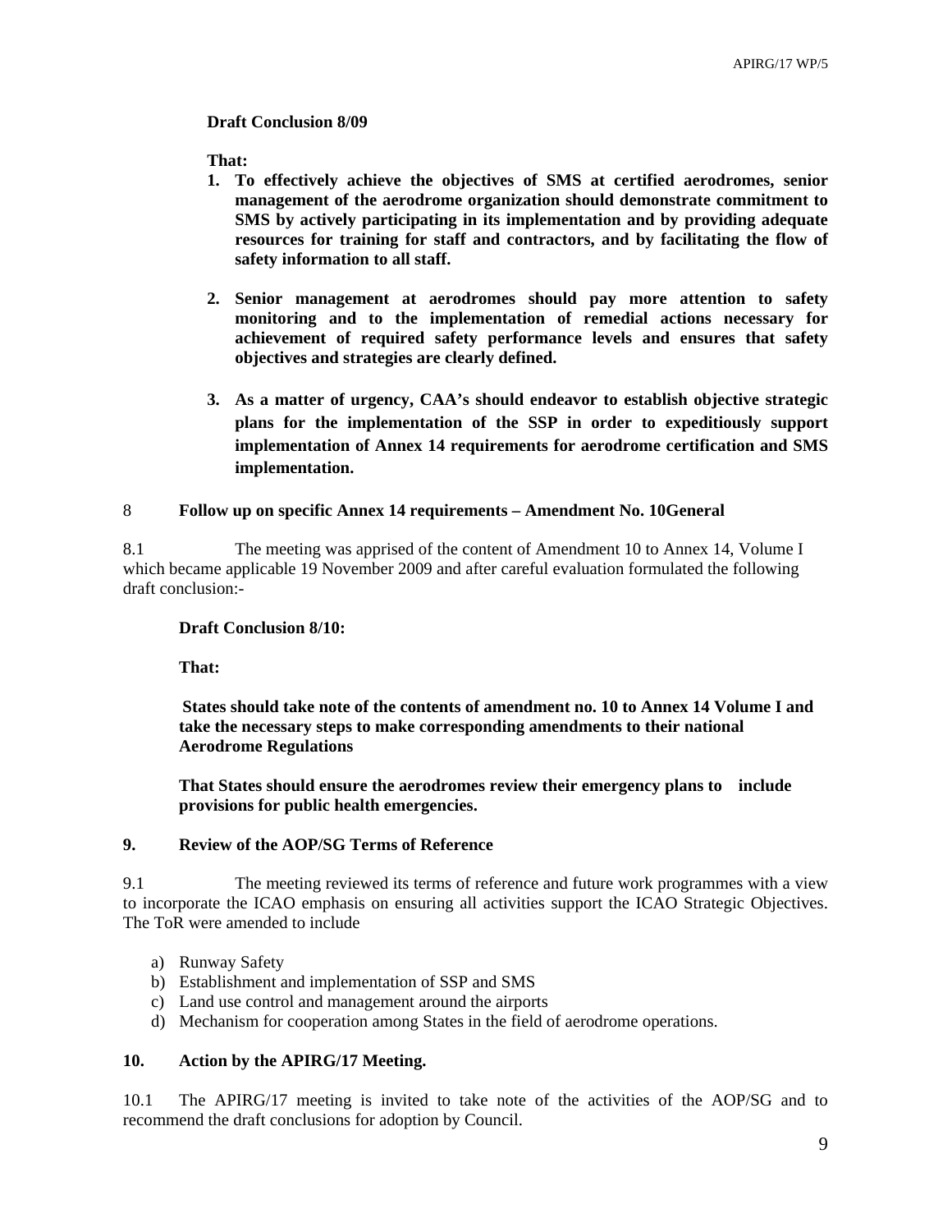**Draft Conclusion 8/09**

**That:**

1. **To effectively achieve the objectives of SMS at certified aerodromes, senior management of the aerodrome organization should demonstrate commitment to SMS by actively participating in its implementation and by providing adequate resources for training for staff and contractors, and by facilitating the flow of safety information to all staff.**

2. **Senior management at aerodromes should pay more attention to safety monitoring and to the implementation of remedial actions necessary for achievement of required safety performance levels and ensures that safety objectives and strategies are clearly defined.**

3. **As a matter of urgency, CAA's should endeavor to establish objective strategic plans for the implementation of the SSP in order to expeditiously support implementation of Annex 14 requirements for aerodrome certification and SMS implementation.**

## 8 Follow up on specific Annex 14 requirements – Amendment No. 10General

8.1 The meeting was apprised of the content of Amendment 10 to Annex 14, Volume I which became applicable 19 November 2009 and after careful evaluation formulated the following draft conclusion:-

**Draft Conclusion 8/10:**

**That:**

**States should take note of the contents of amendment no. 10 to Annex 14 Volume I and take the necessary steps to make corresponding amendments to their national Aerodrome Regulations**

**That States should ensure the aerodromes review their emergency plans to include provisions for public health emergencies.**

## 9. Review of the AOP/SG Terms of Reference

9.1 The meeting reviewed its terms of reference and future work programmes with a view to incorporate the ICAO emphasis on ensuring all activities support the ICAO Strategic Objectives. The ToR were amended to include

a) Runway Safety
b) Establishment and implementation of SSP and SMS
c) Land use control and management around the airports
d) Mechanism for cooperation among States in the field of aerodrome operations.

## 10. Action by the APIRG/17 Meeting.

10.1 The APIRG/17 meeting is invited to take note of the activities of the AOP/SG and to recommend the draft conclusions for adoption by Council.